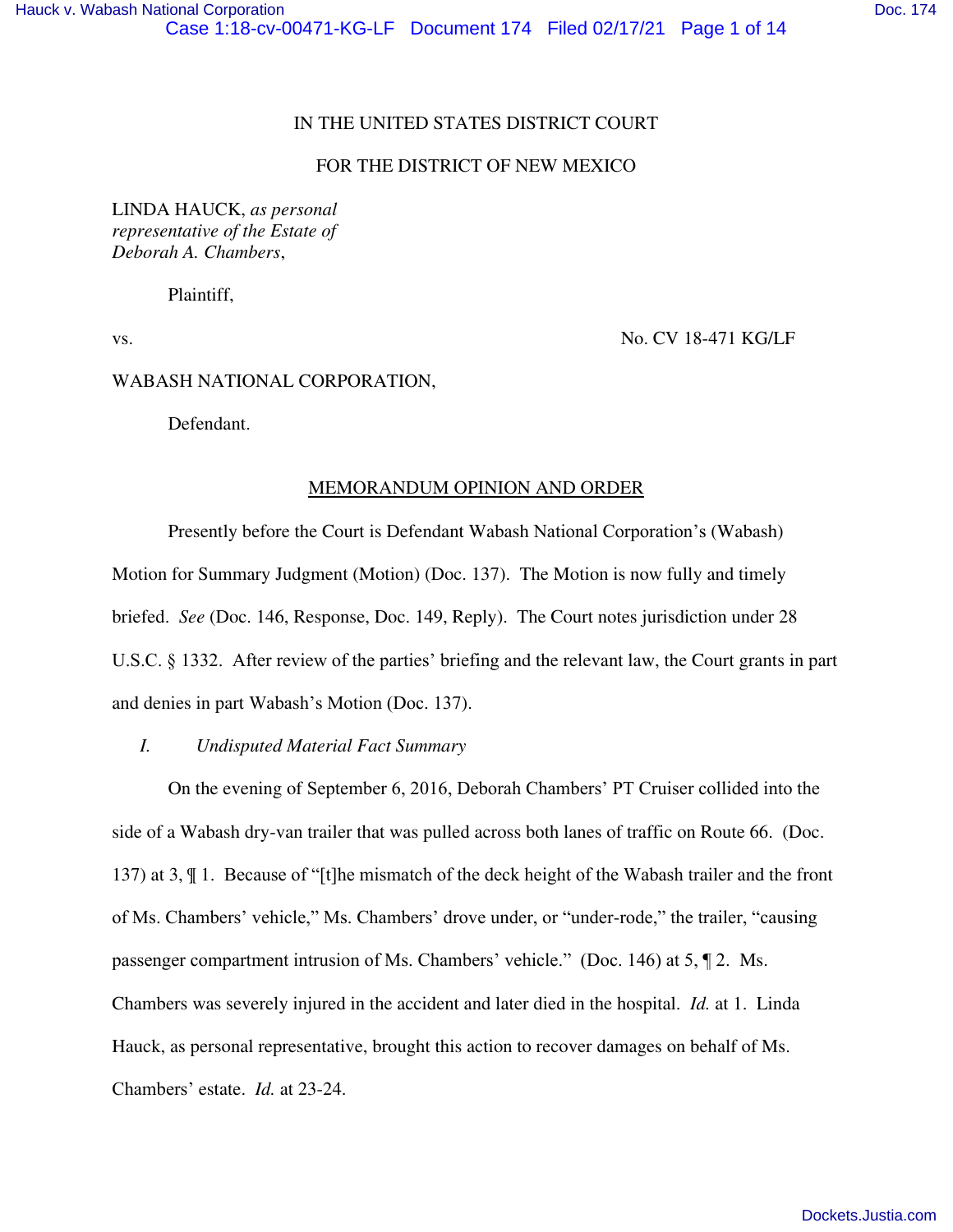IN THE UNITED STATES DISTRICT COURT

FOR THE DISTRICT OF NEW MEXICO

LINDA HAUCK, *as personal representative of the Estate of Deborah A. Chambers*,

Plaintiff,

vs. No. CV 18-471 KG/LF

WABASH NATIONAL CORPORATION,

Defendant.

## MEMORANDUM OPINION AND ORDER

Presently before the Court is Defendant Wabash National Corporation's (Wabash) Motion for Summary Judgment (Motion) (Doc. 137). The Motion is now fully and timely briefed. *See* (Doc. 146, Response, Doc. 149, Reply). The Court notes jurisdiction under 28 U.S.C. § 1332. After review of the parties' briefing and the relevant law, the Court grants in part and denies in part Wabash's Motion (Doc. 137).

*I. Undisputed Material Fact Summary*

On the evening of September 6, 2016, Deborah Chambers' PT Cruiser collided into the side of a Wabash dry-van trailer that was pulled across both lanes of traffic on Route 66. (Doc. 137) at 3, ¶ 1. Because of "[t]he mismatch of the deck height of the Wabash trailer and the front of Ms. Chambers' vehicle," Ms. Chambers' drove under, or "under-rode," the trailer, "causing passenger compartment intrusion of Ms. Chambers' vehicle." (Doc. 146) at 5, ¶ 2. Ms. Chambers was severely injured in the accident and later died in the hospital. *Id.* at 1. Linda Hauck, as personal representative, brought this action to recover damages on behalf of Ms. Chambers' estate. *Id.* at 23-24.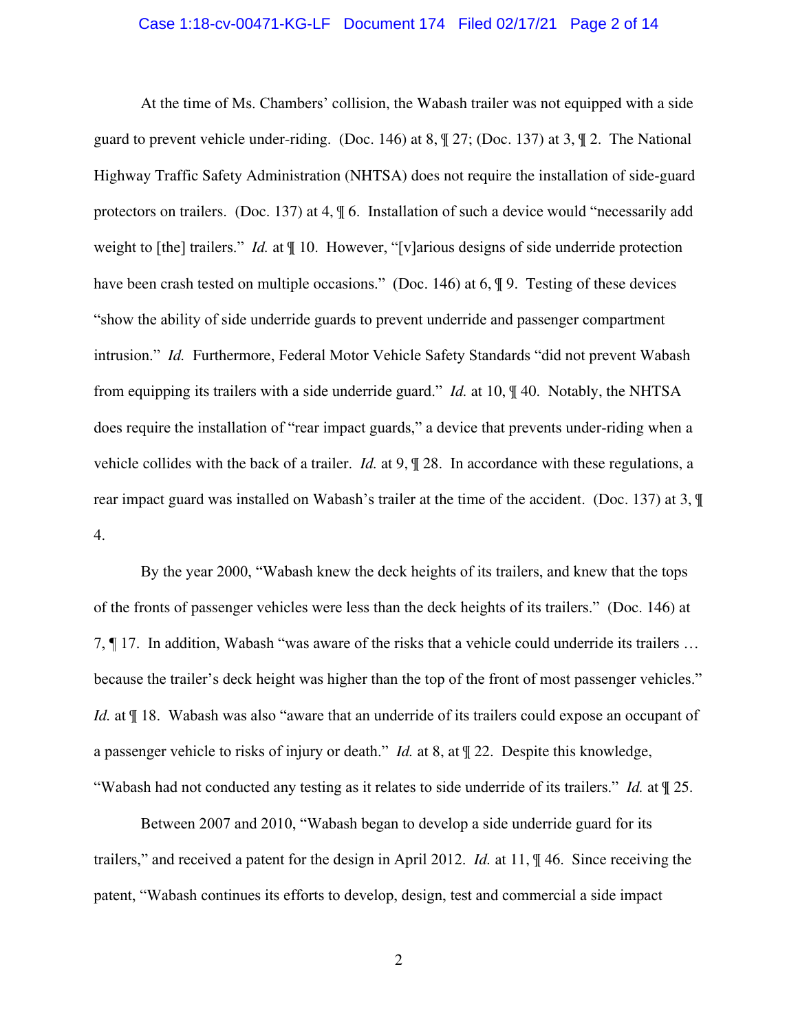At the time of Ms. Chambers' collision, the Wabash trailer was not equipped with a side guard to prevent vehicle under-riding. (Doc. 146) at 8, ¶ 27; (Doc. 137) at 3, ¶ 2. The National Highway Traffic Safety Administration (NHTSA) does not require the installation of side-guard protectors on trailers. (Doc. 137) at 4, ¶ 6. Installation of such a device would "necessarily add weight to [the] trailers." *Id.* at ¶ 10. However, "[v]arious designs of side underride protection have been crash tested on multiple occasions." (Doc. 146) at 6, ¶ 9. Testing of these devices "show the ability of side underride guards to prevent underride and passenger compartment intrusion." *Id.* Furthermore, Federal Motor Vehicle Safety Standards "did not prevent Wabash from equipping its trailers with a side underride guard." *Id.* at 10, ¶ 40. Notably, the NHTSA does require the installation of "rear impact guards," a device that prevents under-riding when a vehicle collides with the back of a trailer. *Id.* at 9, ¶ 28. In accordance with these regulations, a rear impact guard was installed on Wabash's trailer at the time of the accident. (Doc. 137) at 3, ¶ 4.

By the year 2000, "Wabash knew the deck heights of its trailers, and knew that the tops of the fronts of passenger vehicles were less than the deck heights of its trailers." (Doc. 146) at 7, ¶ 17. In addition, Wabash "was aware of the risks that a vehicle could underride its trailers … because the trailer's deck height was higher than the top of the front of most passenger vehicles." *Id.* at ¶ 18. Wabash was also "aware that an underride of its trailers could expose an occupant of a passenger vehicle to risks of injury or death." *Id.* at 8, at ¶ 22. Despite this knowledge, "Wabash had not conducted any testing as it relates to side underride of its trailers." *Id.* at ¶ 25.

Between 2007 and 2010, "Wabash began to develop a side underride guard for its trailers," and received a patent for the design in April 2012. *Id.* at 11, ¶ 46. Since receiving the patent, "Wabash continues its efforts to develop, design, test and commercial a side impact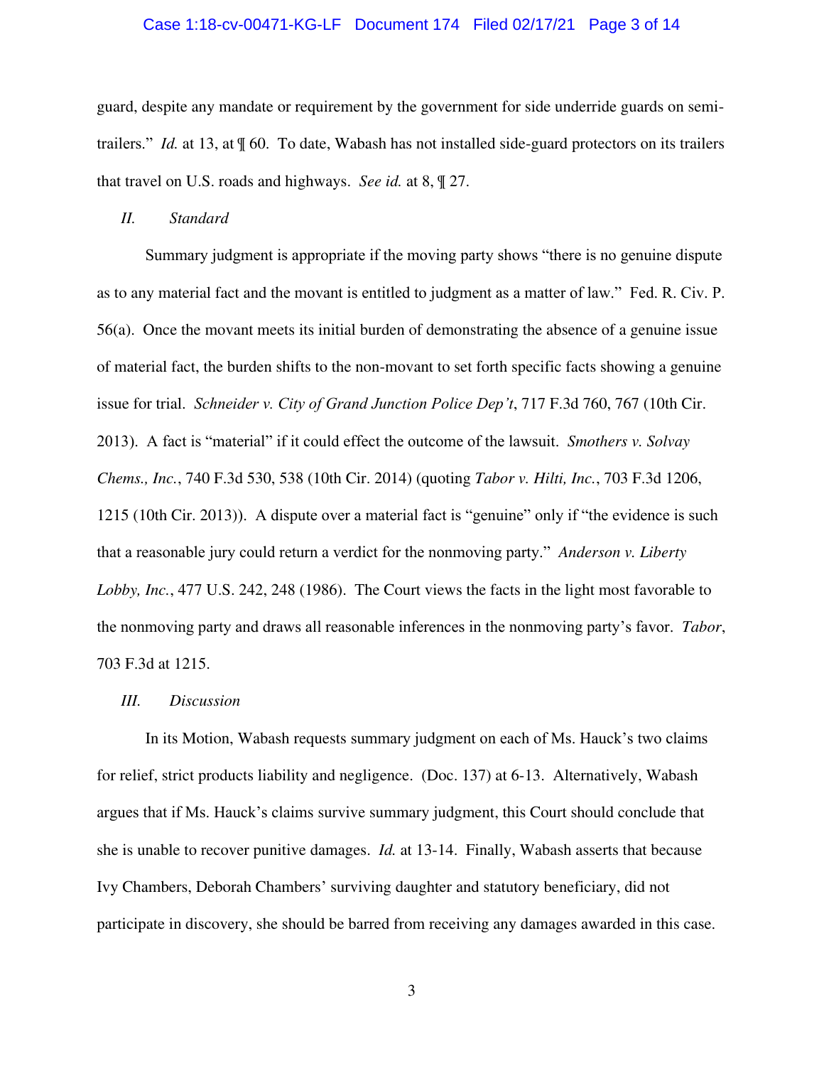guard, despite any mandate or requirement by the government for side underride guards on semi-trailers." *Id.* at 13, at ¶ 60. To date, Wabash has not installed side-guard protectors on its trailers that travel on U.S. roads and highways. *See id.* at 8, ¶ 27.

## *II. Standard*

Summary judgment is appropriate if the moving party shows "there is no genuine dispute as to any material fact and the movant is entitled to judgment as a matter of law." Fed. R. Civ. P. 56(a). Once the movant meets its initial burden of demonstrating the absence of a genuine issue of material fact, the burden shifts to the non-movant to set forth specific facts showing a genuine issue for trial. *Schneider v. City of Grand Junction Police Dep't*, 717 F.3d 760, 767 (10th Cir. 2013). A fact is "material" if it could effect the outcome of the lawsuit. *Smothers v. Solvay Chems., Inc.*, 740 F.3d 530, 538 (10th Cir. 2014) (quoting *Tabor v. Hilti, Inc.*, 703 F.3d 1206, 1215 (10th Cir. 2013)). A dispute over a material fact is "genuine" only if "the evidence is such that a reasonable jury could return a verdict for the nonmoving party." *Anderson v. Liberty Lobby, Inc.*, 477 U.S. 242, 248 (1986). The Court views the facts in the light most favorable to the nonmoving party and draws all reasonable inferences in the nonmoving party's favor. *Tabor*, 703 F.3d at 1215.

## *III. Discussion*

In its Motion, Wabash requests summary judgment on each of Ms. Hauck's two claims for relief, strict products liability and negligence. (Doc. 137) at 6-13. Alternatively, Wabash argues that if Ms. Hauck's claims survive summary judgment, this Court should conclude that she is unable to recover punitive damages. *Id.* at 13-14. Finally, Wabash asserts that because Ivy Chambers, Deborah Chambers' surviving daughter and statutory beneficiary, did not participate in discovery, she should be barred from receiving any damages awarded in this case.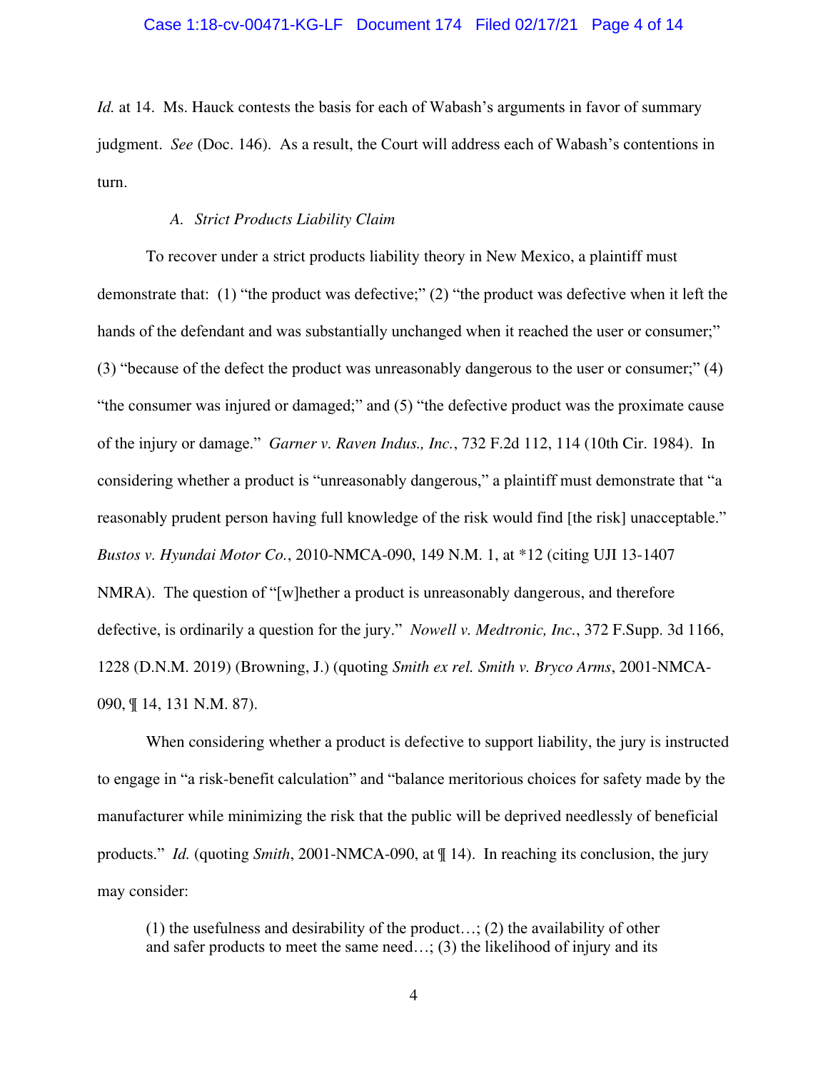*Id.* at 14. Ms. Hauck contests the basis for each of Wabash's arguments in favor of summary judgment. *See* (Doc. 146). As a result, the Court will address each of Wabash's contentions in turn.

### A. *Strict Products Liability Claim*

To recover under a strict products liability theory in New Mexico, a plaintiff must demonstrate that: (1) "the product was defective;" (2) "the product was defective when it left the hands of the defendant and was substantially unchanged when it reached the user or consumer;" (3) "because of the defect the product was unreasonably dangerous to the user or consumer;" (4) "the consumer was injured or damaged;" and (5) "the defective product was the proximate cause of the injury or damage." *Garner v. Raven Indus., Inc.*, 732 F.2d 112, 114 (10th Cir. 1984). In considering whether a product is "unreasonably dangerous," a plaintiff must demonstrate that "a reasonably prudent person having full knowledge of the risk would find [the risk] unacceptable." *Bustos v. Hyundai Motor Co.*, 2010-NMCA-090, 149 N.M. 1, at *12 (citing UJI 13-1407 NMRA). The question of "[w]hether a product is unreasonably dangerous, and therefore defective, is ordinarily a question for the jury." *Nowell v. Medtronic, Inc.*, 372 F.Supp. 3d 1166, 1228 (D.N.M. 2019) (Browning, J.) (quoting *Smith ex rel. Smith v. Bryco Arms*, 2001-NMCA-090, ¶ 14, 131 N.M. 87).

When considering whether a product is defective to support liability, the jury is instructed to engage in "a risk-benefit calculation" and "balance meritorious choices for safety made by the manufacturer while minimizing the risk that the public will be deprived needlessly of beneficial products." *Id.* (quoting *Smith*, 2001-NMCA-090, at ¶ 14). In reaching its conclusion, the jury may consider:

> (1) the usefulness and desirability of the product…; (2) the availability of other and safer products to meet the same need…; (3) the likelihood of injury and its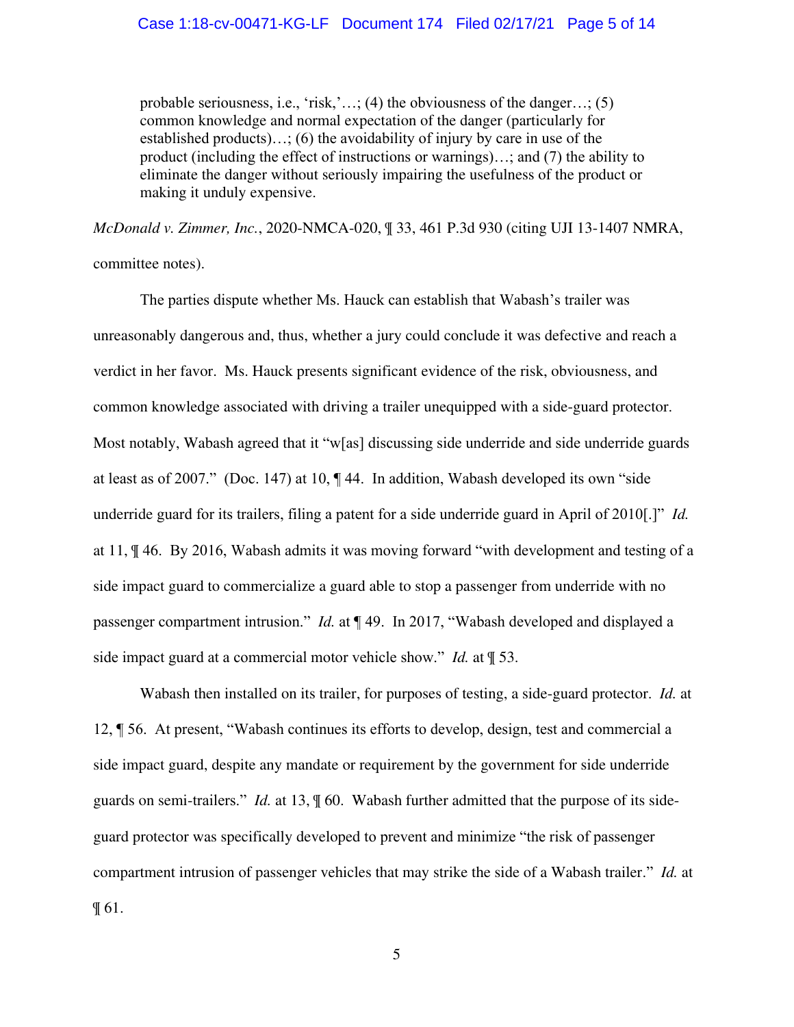> probable seriousness, i.e., 'risk,'…; (4) the obviousness of the danger…; (5) common knowledge and normal expectation of the danger (particularly for established products)…; (6) the avoidability of injury by care in use of the product (including the effect of instructions or warnings)…; and (7) the ability to eliminate the danger without seriously impairing the usefulness of the product or making it unduly expensive.

*McDonald v. Zimmer, Inc.*, 2020-NMCA-020, ¶ 33, 461 P.3d 930 (citing UJI 13-1407 NMRA, committee notes).

The parties dispute whether Ms. Hauck can establish that Wabash's trailer was unreasonably dangerous and, thus, whether a jury could conclude it was defective and reach a verdict in her favor. Ms. Hauck presents significant evidence of the risk, obviousness, and common knowledge associated with driving a trailer unequipped with a side-guard protector. Most notably, Wabash agreed that it "w[as] discussing side underride and side underride guards at least as of 2007." (Doc. 147) at 10, ¶ 44. In addition, Wabash developed its own "side underride guard for its trailers, filing a patent for a side underride guard in April of 2010[.]" *Id.* at 11, ¶ 46. By 2016, Wabash admits it was moving forward "with development and testing of a side impact guard to commercialize a guard able to stop a passenger from underride with no passenger compartment intrusion." *Id.* at ¶ 49. In 2017, "Wabash developed and displayed a side impact guard at a commercial motor vehicle show." *Id.* at ¶ 53.

Wabash then installed on its trailer, for purposes of testing, a side-guard protector. *Id.* at 12, ¶ 56. At present, "Wabash continues its efforts to develop, design, test and commercial a side impact guard, despite any mandate or requirement by the government for side underride guards on semi-trailers." *Id.* at 13, ¶ 60. Wabash further admitted that the purpose of its side-guard protector was specifically developed to prevent and minimize "the risk of passenger compartment intrusion of passenger vehicles that may strike the side of a Wabash trailer." *Id.* at ¶ 61.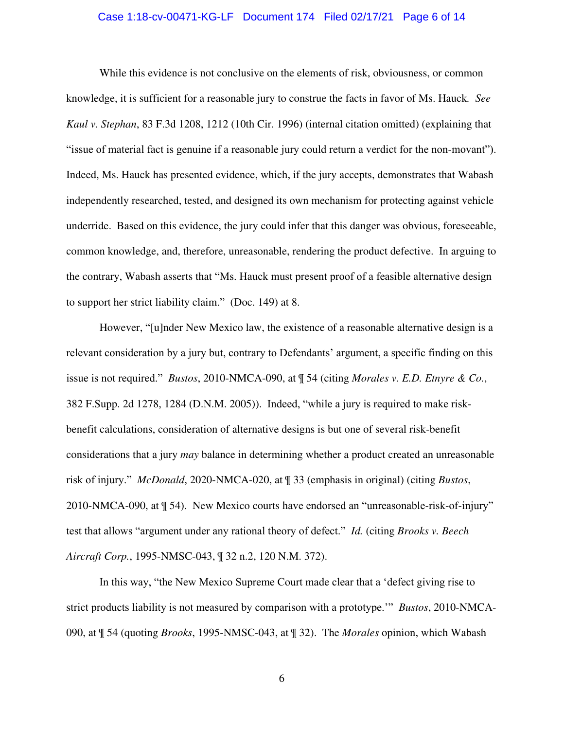While this evidence is not conclusive on the elements of risk, obviousness, or common knowledge, it is sufficient for a reasonable jury to construe the facts in favor of Ms. Hauck. *See Kaul v. Stephan*, 83 F.3d 1208, 1212 (10th Cir. 1996) (internal citation omitted) (explaining that "issue of material fact is genuine if a reasonable jury could return a verdict for the non-movant"). Indeed, Ms. Hauck has presented evidence, which, if the jury accepts, demonstrates that Wabash independently researched, tested, and designed its own mechanism for protecting against vehicle underride. Based on this evidence, the jury could infer that this danger was obvious, foreseeable, common knowledge, and, therefore, unreasonable, rendering the product defective. In arguing to the contrary, Wabash asserts that "Ms. Hauck must present proof of a feasible alternative design to support her strict liability claim." (Doc. 149) at 8.

However, "[u]nder New Mexico law, the existence of a reasonable alternative design is a relevant consideration by a jury but, contrary to Defendants' argument, a specific finding on this issue is not required." *Bustos*, 2010-NMCA-090, at ¶ 54 (citing *Morales v. E.D. Etnyre & Co.*, 382 F.Supp. 2d 1278, 1284 (D.N.M. 2005)). Indeed, "while a jury is required to make risk-benefit calculations, consideration of alternative designs is but one of several risk-benefit considerations that a jury *may* balance in determining whether a product created an unreasonable risk of injury." *McDonald*, 2020-NMCA-020, at ¶ 33 (emphasis in original) (citing *Bustos*, 2010-NMCA-090, at ¶ 54). New Mexico courts have endorsed an "unreasonable-risk-of-injury" test that allows "argument under any rational theory of defect." *Id.* (citing *Brooks v. Beech Aircraft Corp.*, 1995-NMSC-043, ¶ 32 n.2, 120 N.M. 372).

In this way, "the New Mexico Supreme Court made clear that a 'defect giving rise to strict products liability is not measured by comparison with a prototype.'" *Bustos*, 2010-NMCA-090, at ¶ 54 (quoting *Brooks*, 1995-NMSC-043, at ¶ 32). The *Morales* opinion, which Wabash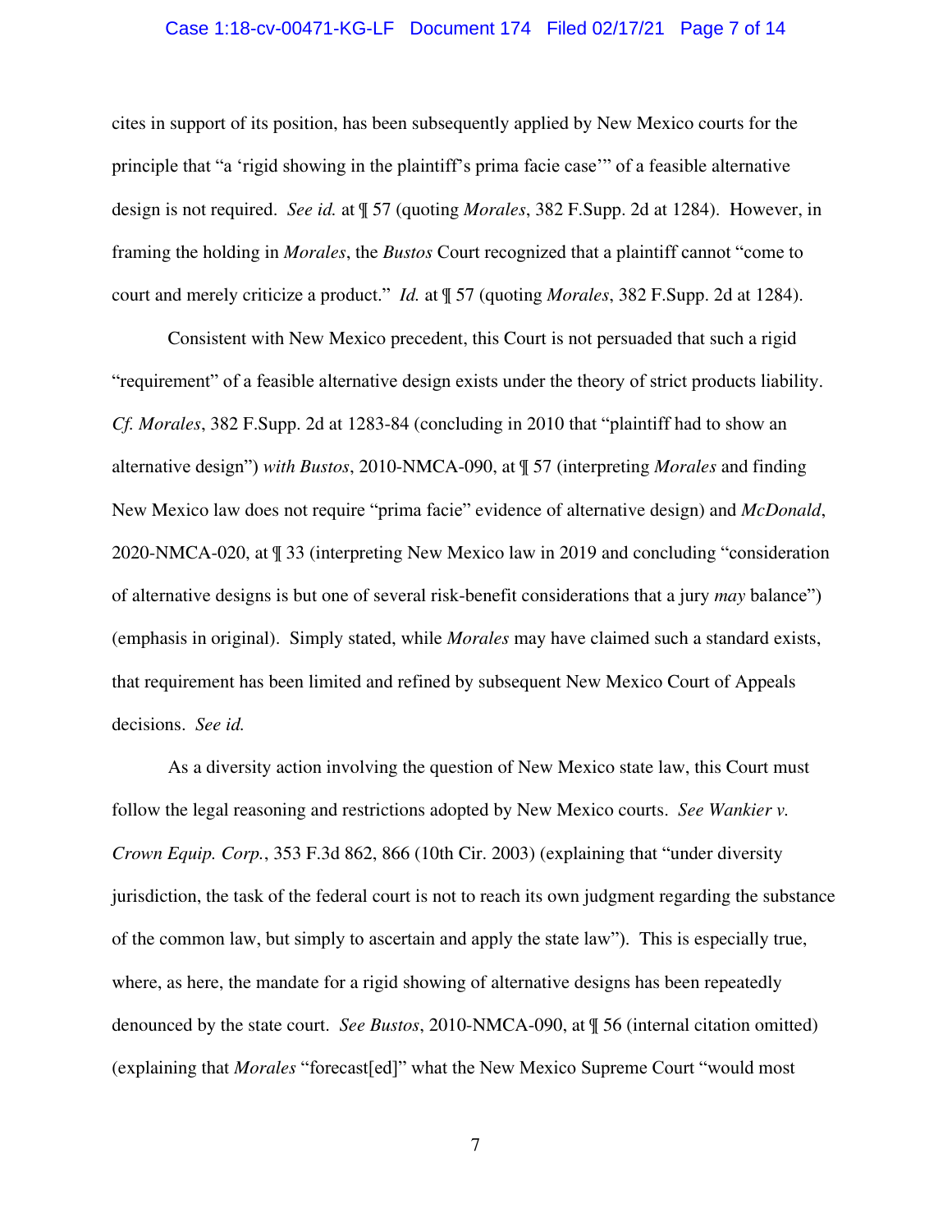cites in support of its position, has been subsequently applied by New Mexico courts for the principle that "a 'rigid showing in the plaintiff's prima facie case'" of a feasible alternative design is not required. *See id.* at ¶ 57 (quoting *Morales*, 382 F.Supp. 2d at 1284). However, in framing the holding in *Morales*, the *Bustos* Court recognized that a plaintiff cannot "come to court and merely criticize a product." *Id.* at ¶ 57 (quoting *Morales*, 382 F.Supp. 2d at 1284).

Consistent with New Mexico precedent, this Court is not persuaded that such a rigid "requirement" of a feasible alternative design exists under the theory of strict products liability. *Cf. Morales*, 382 F.Supp. 2d at 1283-84 (concluding in 2010 that "plaintiff had to show an alternative design") *with Bustos*, 2010-NMCA-090, at ¶ 57 (interpreting *Morales* and finding New Mexico law does not require "prima facie" evidence of alternative design) and *McDonald*, 2020-NMCA-020, at ¶ 33 (interpreting New Mexico law in 2019 and concluding "consideration of alternative designs is but one of several risk-benefit considerations that a jury *may* balance") (emphasis in original). Simply stated, while *Morales* may have claimed such a standard exists, that requirement has been limited and refined by subsequent New Mexico Court of Appeals decisions. *See id.*

As a diversity action involving the question of New Mexico state law, this Court must follow the legal reasoning and restrictions adopted by New Mexico courts. *See Wankier v. Crown Equip. Corp.*, 353 F.3d 862, 866 (10th Cir. 2003) (explaining that "under diversity jurisdiction, the task of the federal court is not to reach its own judgment regarding the substance of the common law, but simply to ascertain and apply the state law"). This is especially true, where, as here, the mandate for a rigid showing of alternative designs has been repeatedly denounced by the state court. *See Bustos*, 2010-NMCA-090, at ¶ 56 (internal citation omitted) (explaining that *Morales* "forecast[ed]" what the New Mexico Supreme Court "would most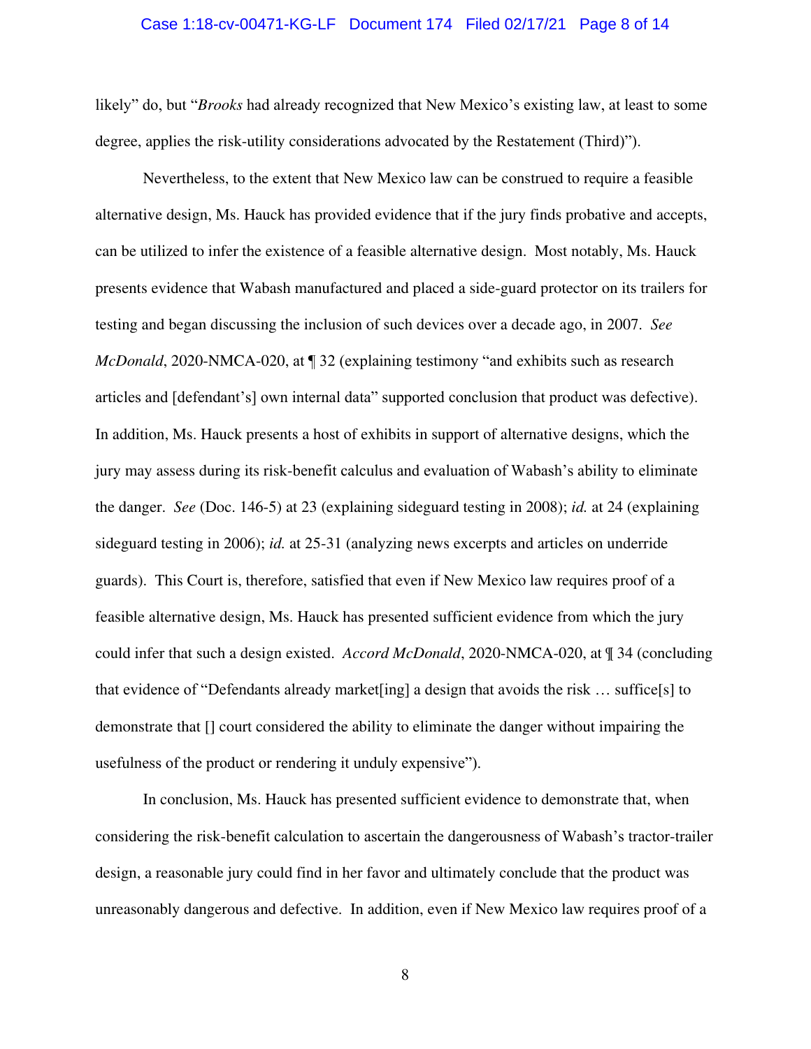likely" do, but "*Brooks* had already recognized that New Mexico's existing law, at least to some degree, applies the risk-utility considerations advocated by the Restatement (Third)").

Nevertheless, to the extent that New Mexico law can be construed to require a feasible alternative design, Ms. Hauck has provided evidence that if the jury finds probative and accepts, can be utilized to infer the existence of a feasible alternative design. Most notably, Ms. Hauck presents evidence that Wabash manufactured and placed a side-guard protector on its trailers for testing and began discussing the inclusion of such devices over a decade ago, in 2007. *See McDonald*, 2020-NMCA-020, at ¶ 32 (explaining testimony "and exhibits such as research articles and [defendant's] own internal data" supported conclusion that product was defective). In addition, Ms. Hauck presents a host of exhibits in support of alternative designs, which the jury may assess during its risk-benefit calculus and evaluation of Wabash's ability to eliminate the danger. *See* (Doc. 146-5) at 23 (explaining sideguard testing in 2008); *id.* at 24 (explaining sideguard testing in 2006); *id.* at 25-31 (analyzing news excerpts and articles on underride guards). This Court is, therefore, satisfied that even if New Mexico law requires proof of a feasible alternative design, Ms. Hauck has presented sufficient evidence from which the jury could infer that such a design existed. *Accord McDonald*, 2020-NMCA-020, at ¶ 34 (concluding that evidence of "Defendants already market[ing] a design that avoids the risk … suffice[s] to demonstrate that [] court considered the ability to eliminate the danger without impairing the usefulness of the product or rendering it unduly expensive").

In conclusion, Ms. Hauck has presented sufficient evidence to demonstrate that, when considering the risk-benefit calculation to ascertain the dangerousness of Wabash's tractor-trailer design, a reasonable jury could find in her favor and ultimately conclude that the product was unreasonably dangerous and defective. In addition, even if New Mexico law requires proof of a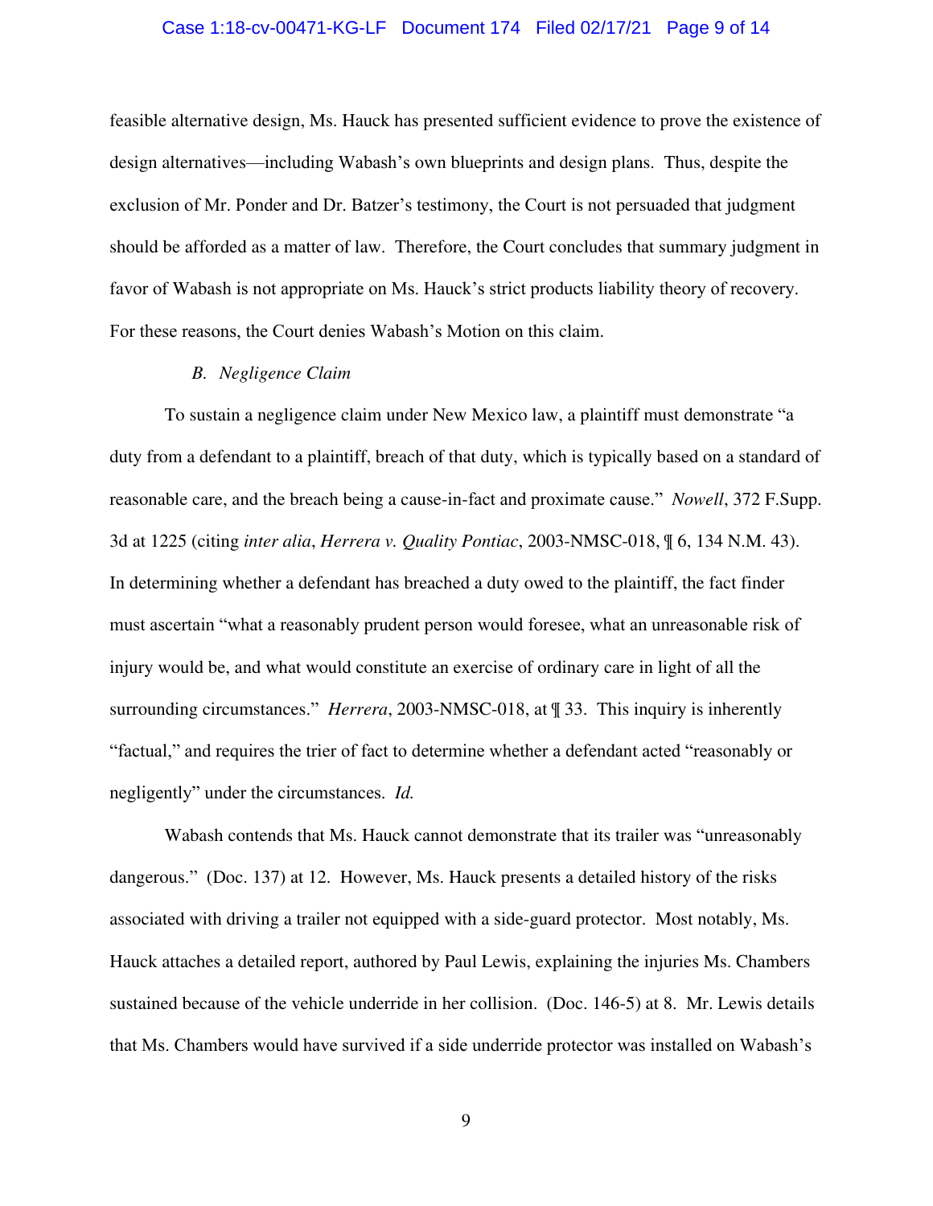feasible alternative design, Ms. Hauck has presented sufficient evidence to prove the existence of design alternatives—including Wabash's own blueprints and design plans. Thus, despite the exclusion of Mr. Ponder and Dr. Batzer's testimony, the Court is not persuaded that judgment should be afforded as a matter of law. Therefore, the Court concludes that summary judgment in favor of Wabash is not appropriate on Ms. Hauck's strict products liability theory of recovery. For these reasons, the Court denies Wabash's Motion on this claim.

*B. Negligence Claim*

To sustain a negligence claim under New Mexico law, a plaintiff must demonstrate "a duty from a defendant to a plaintiff, breach of that duty, which is typically based on a standard of reasonable care, and the breach being a cause-in-fact and proximate cause." *Nowell*, 372 F.Supp. 3d at 1225 (citing *inter alia*, *Herrera v. Quality Pontiac*, 2003-NMSC-018, ¶ 6, 134 N.M. 43). In determining whether a defendant has breached a duty owed to the plaintiff, the fact finder must ascertain "what a reasonably prudent person would foresee, what an unreasonable risk of injury would be, and what would constitute an exercise of ordinary care in light of all the surrounding circumstances." *Herrera*, 2003-NMSC-018, at ¶ 33. This inquiry is inherently "factual," and requires the trier of fact to determine whether a defendant acted "reasonably or negligently" under the circumstances. *Id.*

Wabash contends that Ms. Hauck cannot demonstrate that its trailer was "unreasonably dangerous." (Doc. 137) at 12. However, Ms. Hauck presents a detailed history of the risks associated with driving a trailer not equipped with a side-guard protector. Most notably, Ms. Hauck attaches a detailed report, authored by Paul Lewis, explaining the injuries Ms. Chambers sustained because of the vehicle underride in her collision. (Doc. 146-5) at 8. Mr. Lewis details that Ms. Chambers would have survived if a side underride protector was installed on Wabash's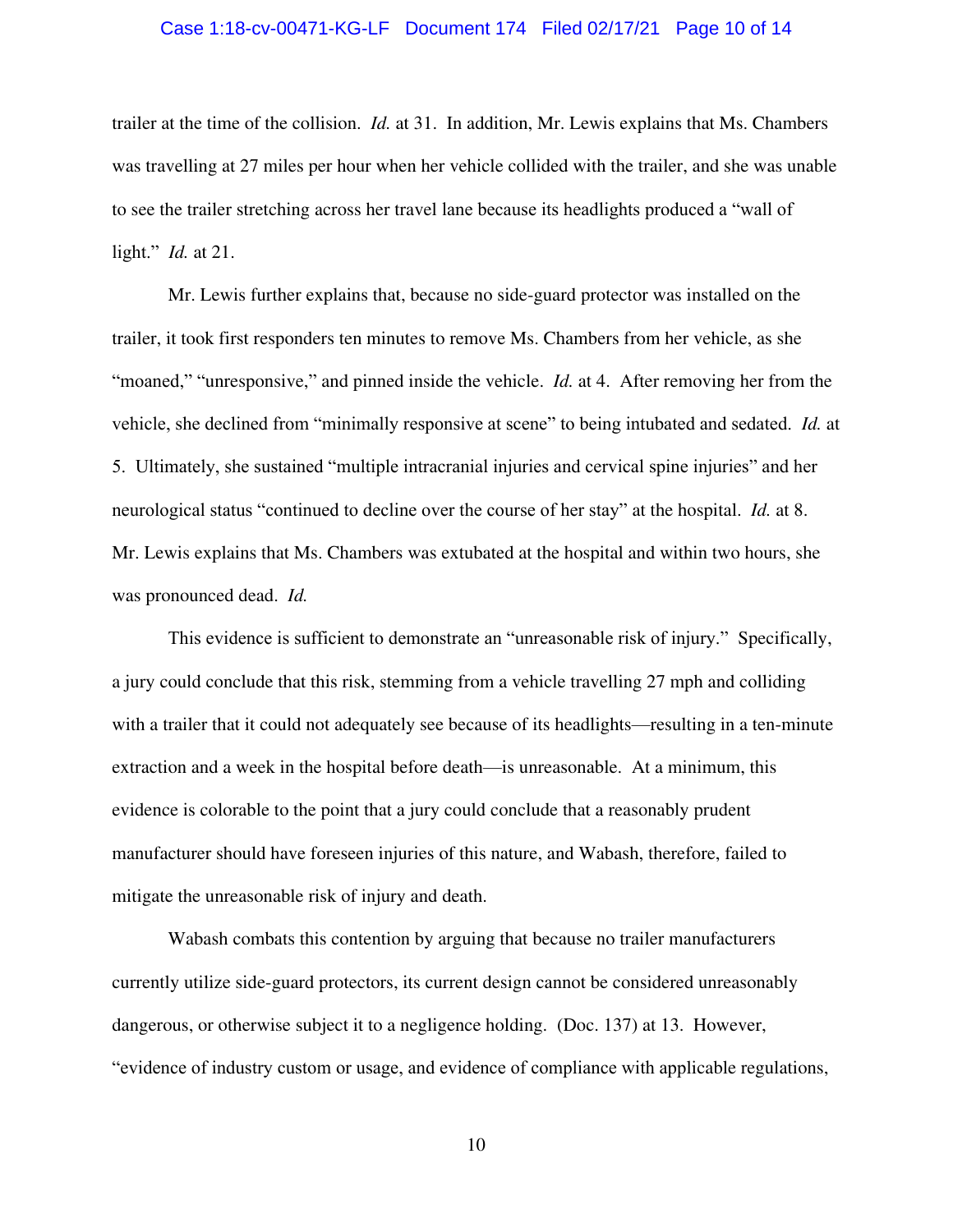trailer at the time of the collision. *Id.* at 31. In addition, Mr. Lewis explains that Ms. Chambers was travelling at 27 miles per hour when her vehicle collided with the trailer, and she was unable to see the trailer stretching across her travel lane because its headlights produced a "wall of light." *Id.* at 21.

Mr. Lewis further explains that, because no side-guard protector was installed on the trailer, it took first responders ten minutes to remove Ms. Chambers from her vehicle, as she "moaned," "unresponsive," and pinned inside the vehicle. *Id.* at 4. After removing her from the vehicle, she declined from "minimally responsive at scene" to being intubated and sedated. *Id.* at 5. Ultimately, she sustained "multiple intracranial injuries and cervical spine injuries" and her neurological status "continued to decline over the course of her stay" at the hospital. *Id.* at 8. Mr. Lewis explains that Ms. Chambers was extubated at the hospital and within two hours, she was pronounced dead. *Id.*

This evidence is sufficient to demonstrate an "unreasonable risk of injury." Specifically, a jury could conclude that this risk, stemming from a vehicle travelling 27 mph and colliding with a trailer that it could not adequately see because of its headlights—resulting in a ten-minute extraction and a week in the hospital before death—is unreasonable. At a minimum, this evidence is colorable to the point that a jury could conclude that a reasonably prudent manufacturer should have foreseen injuries of this nature, and Wabash, therefore, failed to mitigate the unreasonable risk of injury and death.

Wabash combats this contention by arguing that because no trailer manufacturers currently utilize side-guard protectors, its current design cannot be considered unreasonably dangerous, or otherwise subject it to a negligence holding. (Doc. 137) at 13. However, "evidence of industry custom or usage, and evidence of compliance with applicable regulations,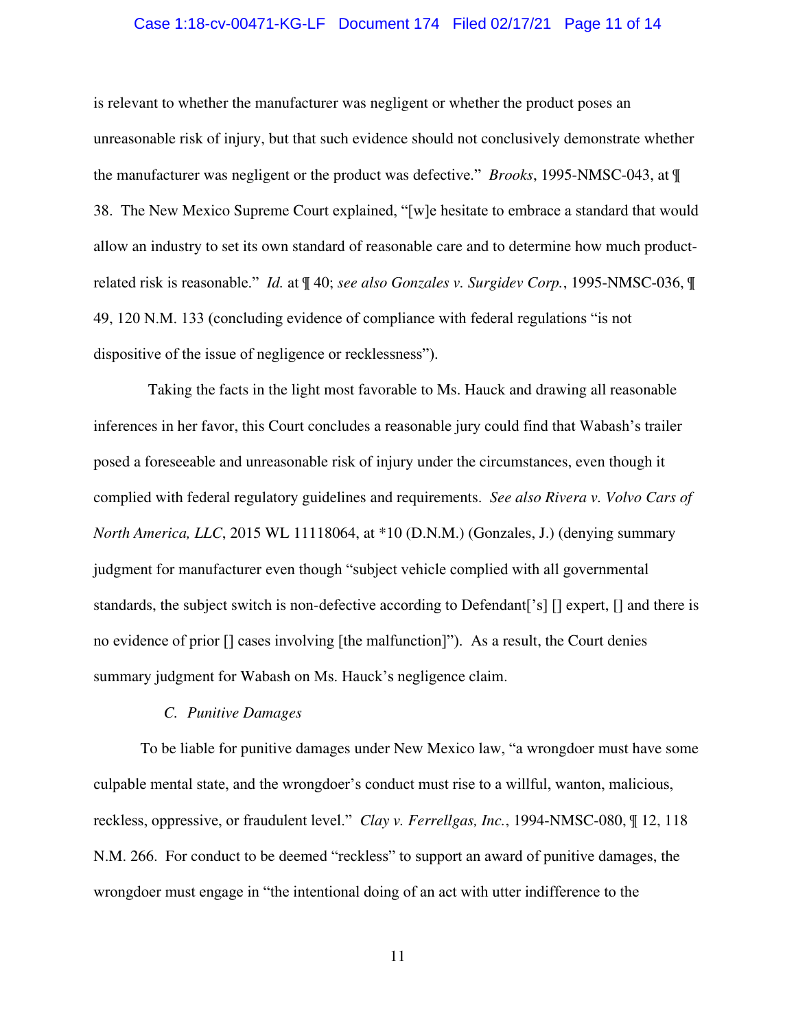is relevant to whether the manufacturer was negligent or whether the product poses an unreasonable risk of injury, but that such evidence should not conclusively demonstrate whether the manufacturer was negligent or the product was defective." *Brooks*, 1995-NMSC-043, at ¶ 38. The New Mexico Supreme Court explained, "[w]e hesitate to embrace a standard that would allow an industry to set its own standard of reasonable care and to determine how much product-related risk is reasonable." *Id.* at ¶ 40; *see also Gonzales v. Surgidev Corp.*, 1995-NMSC-036, ¶ 49, 120 N.M. 133 (concluding evidence of compliance with federal regulations "is not dispositive of the issue of negligence or recklessness").

Taking the facts in the light most favorable to Ms. Hauck and drawing all reasonable inferences in her favor, this Court concludes a reasonable jury could find that Wabash's trailer posed a foreseeable and unreasonable risk of injury under the circumstances, even though it complied with federal regulatory guidelines and requirements. *See also Rivera v. Volvo Cars of North America, LLC*, 2015 WL 11118064, at *10 (D.N.M.) (Gonzales, J.) (denying summary judgment for manufacturer even though "subject vehicle complied with all governmental standards, the subject switch is non-defective according to Defendant['s] [] expert, [] and there is no evidence of prior [] cases involving [the malfunction]"). As a result, the Court denies summary judgment for Wabash on Ms. Hauck's negligence claim.

### C. *Punitive Damages*

To be liable for punitive damages under New Mexico law, "a wrongdoer must have some culpable mental state, and the wrongdoer's conduct must rise to a willful, wanton, malicious, reckless, oppressive, or fraudulent level." *Clay v. Ferrellgas, Inc.*, 1994-NMSC-080, ¶ 12, 118 N.M. 266. For conduct to be deemed "reckless" to support an award of punitive damages, the wrongdoer must engage in "the intentional doing of an act with utter indifference to the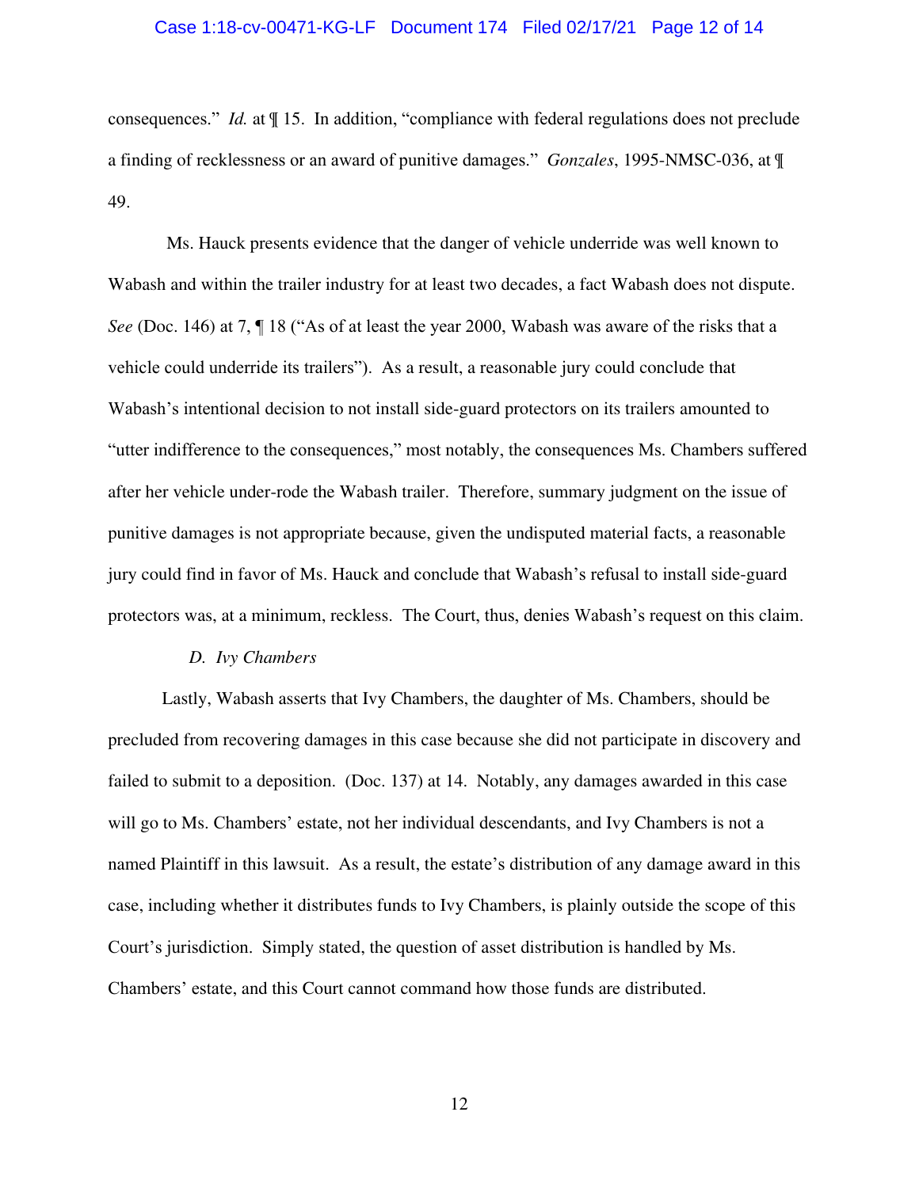consequences." *Id.* at ¶ 15. In addition, "compliance with federal regulations does not preclude a finding of recklessness or an award of punitive damages." *Gonzales*, 1995-NMSC-036, at ¶ 49.

Ms. Hauck presents evidence that the danger of vehicle underride was well known to Wabash and within the trailer industry for at least two decades, a fact Wabash does not dispute. *See* (Doc. 146) at 7, ¶ 18 ("As of at least the year 2000, Wabash was aware of the risks that a vehicle could underride its trailers"). As a result, a reasonable jury could conclude that Wabash's intentional decision to not install side-guard protectors on its trailers amounted to "utter indifference to the consequences," most notably, the consequences Ms. Chambers suffered after her vehicle under-rode the Wabash trailer. Therefore, summary judgment on the issue of punitive damages is not appropriate because, given the undisputed material facts, a reasonable jury could find in favor of Ms. Hauck and conclude that Wabash's refusal to install side-guard protectors was, at a minimum, reckless. The Court, thus, denies Wabash's request on this claim.

*D. Ivy Chambers*

Lastly, Wabash asserts that Ivy Chambers, the daughter of Ms. Chambers, should be precluded from recovering damages in this case because she did not participate in discovery and failed to submit to a deposition. (Doc. 137) at 14. Notably, any damages awarded in this case will go to Ms. Chambers' estate, not her individual descendants, and Ivy Chambers is not a named Plaintiff in this lawsuit. As a result, the estate's distribution of any damage award in this case, including whether it distributes funds to Ivy Chambers, is plainly outside the scope of this Court's jurisdiction. Simply stated, the question of asset distribution is handled by Ms. Chambers' estate, and this Court cannot command how those funds are distributed.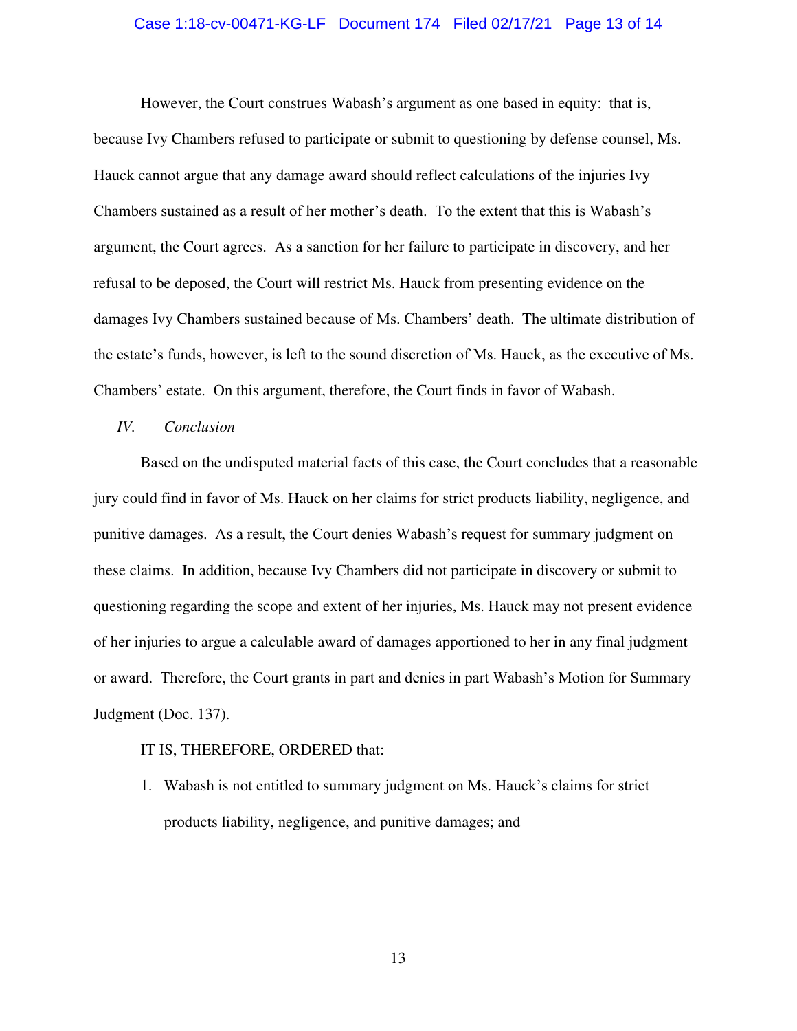However, the Court construes Wabash's argument as one based in equity: that is, because Ivy Chambers refused to participate or submit to questioning by defense counsel, Ms. Hauck cannot argue that any damage award should reflect calculations of the injuries Ivy Chambers sustained as a result of her mother's death. To the extent that this is Wabash's argument, the Court agrees. As a sanction for her failure to participate in discovery, and her refusal to be deposed, the Court will restrict Ms. Hauck from presenting evidence on the damages Ivy Chambers sustained because of Ms. Chambers' death. The ultimate distribution of the estate's funds, however, is left to the sound discretion of Ms. Hauck, as the executive of Ms. Chambers' estate. On this argument, therefore, the Court finds in favor of Wabash.

*IV. Conclusion*

Based on the undisputed material facts of this case, the Court concludes that a reasonable jury could find in favor of Ms. Hauck on her claims for strict products liability, negligence, and punitive damages. As a result, the Court denies Wabash's request for summary judgment on these claims. In addition, because Ivy Chambers did not participate in discovery or submit to questioning regarding the scope and extent of her injuries, Ms. Hauck may not present evidence of her injuries to argue a calculable award of damages apportioned to her in any final judgment or award. Therefore, the Court grants in part and denies in part Wabash's Motion for Summary Judgment (Doc. 137).

IT IS, THEREFORE, ORDERED that:

1. Wabash is not entitled to summary judgment on Ms. Hauck's claims for strict products liability, negligence, and punitive damages; and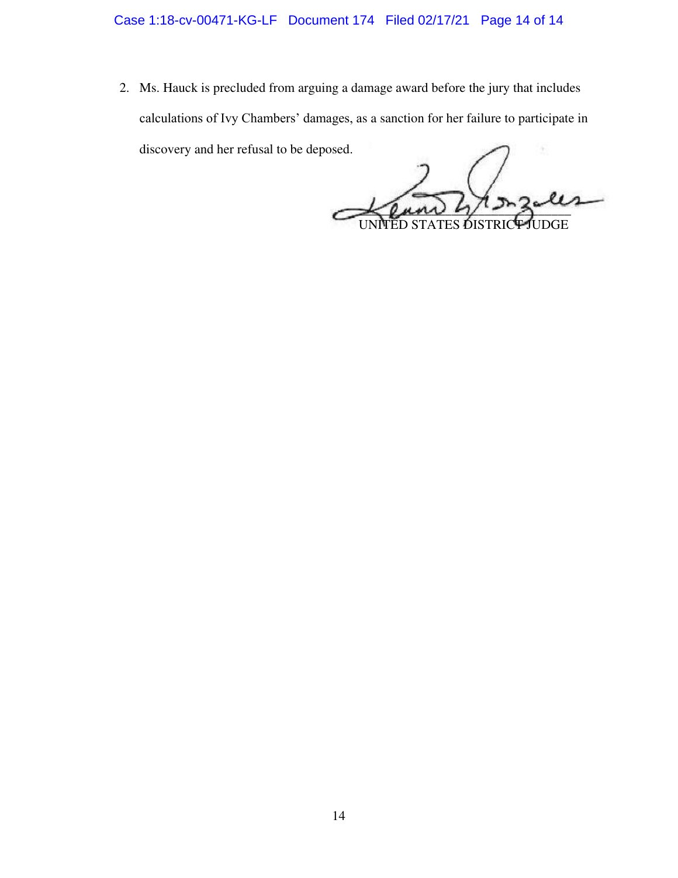2. Ms. Hauck is precluded from arguing a damage award before the jury that includes calculations of Ivy Chambers' damages, as a sanction for her failure to participate in discovery and her refusal to be deposed.

UNITED STATES DISTRICT JUDGE